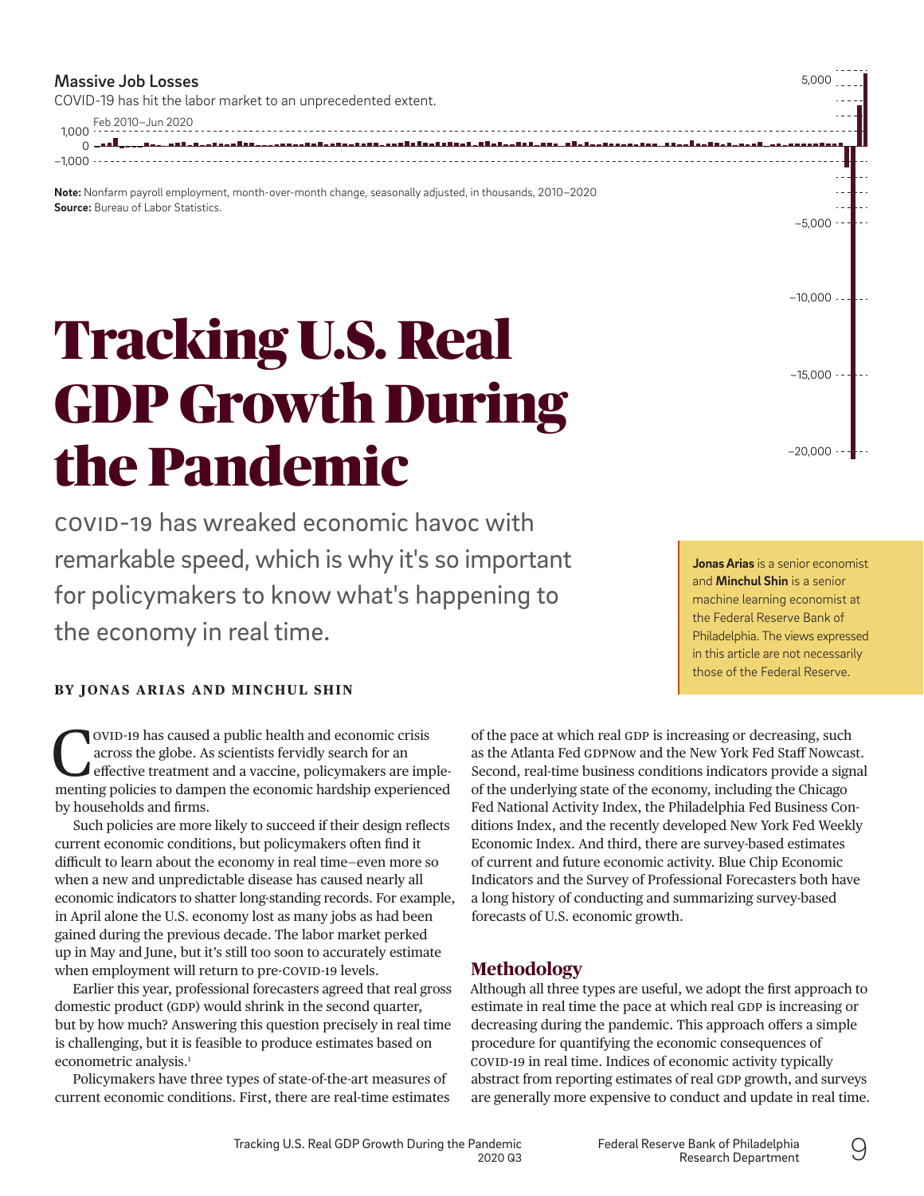**Massive Job Losses**

COVID-19 has hit the labor market to an unprecedented extent.

Feb 2010–Jun 2020

**Note:** Nonfarm payroll employment, month-over-month change, seasonally adjusted, in thousands, 2010–2020
**Source:** Bureau of Labor Statistics.

# Tracking U.S. Real GDP Growth During the Pandemic

COVID-19 has wreaked economic havoc with remarkable speed, which is why it's so important for policymakers to know what's happening to the economy in real time.

**BY JONAS ARIAS AND MINCHUL SHIN**

**Jonas Arias** is a senior economist and **Minchul Shin** is a senior machine learning economist at the Federal Reserve Bank of Philadelphia. The views expressed in this article are not necessarily those of the Federal Reserve.

COVID-19 has caused a public health and economic crisis across the globe. As scientists fervidly search for an effective treatment and a vaccine, policymakers are implementing policies to dampen the economic hardship experienced by households and firms.

Such policies are more likely to succeed if their design reflects current economic conditions, but policymakers often find it difficult to learn about the economy in real time—even more so when a new and unpredictable disease has caused nearly all economic indicators to shatter long-standing records. For example, in April alone the U.S. economy lost as many jobs as had been gained during the previous decade. The labor market perked up in May and June, but it's still too soon to accurately estimate when employment will return to pre-COVID-19 levels.

Earlier this year, professional forecasters agreed that real gross domestic product (GDP) would shrink in the second quarter, but by how much? Answering this question precisely in real time is challenging, but it is feasible to produce estimates based on econometric analysis.[1]

Policymakers have three types of state-of-the-art measures of current economic conditions. First, there are real-time estimates of the pace at which real GDP is increasing or decreasing, such as the Atlanta Fed GDPNow and the New York Fed Staff Nowcast. Second, real-time business conditions indicators provide a signal of the underlying state of the economy, including the Chicago Fed National Activity Index, the Philadelphia Fed Business Conditions Index, and the recently developed New York Fed Weekly Economic Index. And third, there are survey-based estimates of current and future economic activity. Blue Chip Economic Indicators and the Survey of Professional Forecasters both have a long history of conducting and summarizing survey-based forecasts of U.S. economic growth.

## Methodology

Although all three types are useful, we adopt the first approach to estimate in real time the pace at which real GDP is increasing or decreasing during the pandemic. This approach offers a simple procedure for quantifying the economic consequences of COVID-19 in real time. Indices of economic activity typically abstract from reporting estimates of real GDP growth, and surveys are generally more expensive to conduct and update in real time.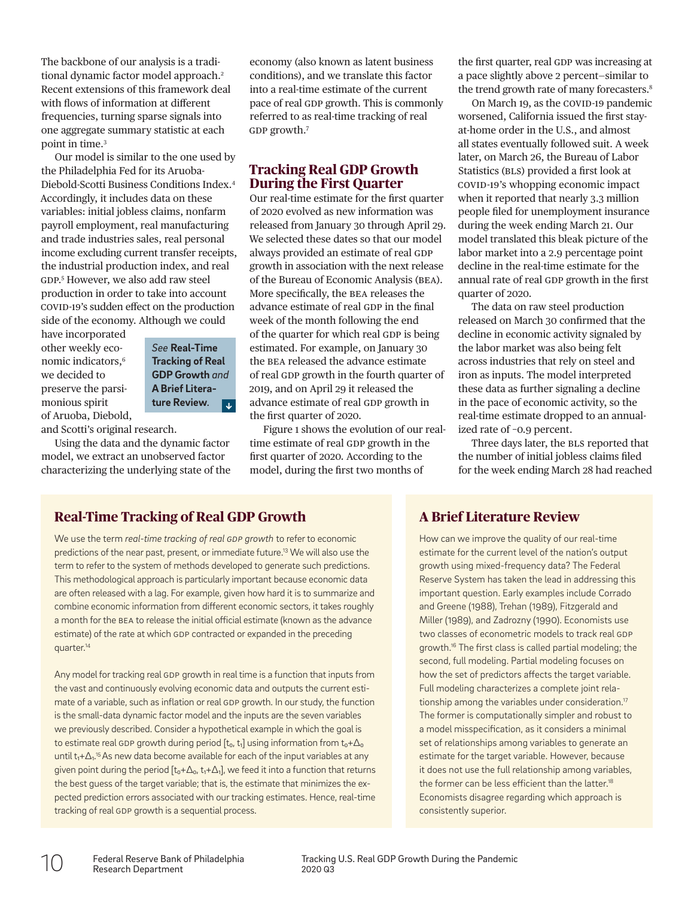The backbone of our analysis is a traditional dynamic factor model approach.[2] Recent extensions of this framework deal with flows of information at different frequencies, turning sparse signals into one aggregate summary statistic at each point in time.[3]

Our model is similar to the one used by the Philadelphia Fed for its Aruoba-Diebold-Scotti Business Conditions Index.[4] Accordingly, it includes data on these variables: initial jobless claims, nonfarm payroll employment, real manufacturing and trade industries sales, real personal income excluding current transfer receipts, the industrial production index, and real GDP.[5] However, we also add raw steel production in order to take into account COVID-19's sudden effect on the production side of the economy. Although we could have incorporated other weekly economic indicators,[6] we decided to preserve the parsimonious spirit of Aruoba, Diebold, and Scotti's original research.

*See* **Real-Time Tracking of Real GDP Growth** *and* **A Brief Literature Review**.

Using the data and the dynamic factor model, we extract an unobserved factor characterizing the underlying state of the economy (also known as latent business conditions), and we translate this factor into a real-time estimate of the current pace of real GDP growth. This is commonly referred to as real-time tracking of real GDP growth.[7]

## Tracking Real GDP Growth During the First Quarter

Our real-time estimate for the first quarter of 2020 evolved as new information was released from January 30 through April 29. We selected these dates so that our model always provided an estimate of real GDP growth in association with the next release of the Bureau of Economic Analysis (BEA). More specifically, the BEA releases the advance estimate of real GDP in the final week of the month following the end of the quarter for which real GDP is being estimated. For example, on January 30 the BEA released the advance estimate of real GDP growth in the fourth quarter of 2019, and on April 29 it released the advance estimate of real GDP growth in the first quarter of 2020.

Figure 1 shows the evolution of our real-time estimate of real GDP growth in the first quarter of 2020. According to the model, during the first two months of the first quarter, real GDP was increasing at a pace slightly above 2 percent—similar to the trend growth rate of many forecasters.[8]

On March 19, as the COVID-19 pandemic worsened, California issued the first stay-at-home order in the U.S., and almost all states eventually followed suit. A week later, on March 26, the Bureau of Labor Statistics (BLS) provided a first look at COVID-19's whopping economic impact when it reported that nearly 3.3 million people filed for unemployment insurance during the week ending March 21. Our model translated this bleak picture of the labor market into a 2.9 percentage point decline in the real-time estimate for the annual rate of real GDP growth in the first quarter of 2020.

The data on raw steel production released on March 30 confirmed that the decline in economic activity signaled by the labor market was also being felt across industries that rely on steel and iron as inputs. The model interpreted these data as further signaling a decline in the pace of economic activity, so the real-time estimate dropped to an annualized rate of −0.9 percent.

Three days later, the BLS reported that the number of initial jobless claims filed for the week ending March 28 had reached

## Real-Time Tracking of Real GDP Growth

We use the term *real-time tracking of real GDP growth* to refer to economic predictions of the near past, present, or immediate future.[13] We will also use the term to refer to the system of methods developed to generate such predictions. This methodological approach is particularly important because economic data are often released with a lag. For example, given how hard it is to summarize and combine economic information from different economic sectors, it takes roughly a month for the BEA to release the initial official estimate (known as the advance estimate) of the rate at which GDP contracted or expanded in the preceding quarter.[14]

Any model for tracking real GDP growth in real time is a function that inputs from the vast and continuously evolving economic data and outputs the current estimate of a variable, such as inflation or real GDP growth. In our study, the function is the small-data dynamic factor model and the inputs are the seven variables we previously described. Consider a hypothetical example in which the goal is to estimate real GDP growth during period $[t_0, t_1]$ using information from $t_0+\Delta_0$ until $t_1+\Delta_1$.[15] As new data become available for each of the input variables at any given point during the period $[t_0+\Delta_0, t_1+\Delta_1]$, we feed it into a function that returns the best guess of the target variable; that is, the estimate that minimizes the expected prediction errors associated with our tracking estimates. Hence, real-time tracking of real GDP growth is a sequential process.

## A Brief Literature Review

How can we improve the quality of our real-time estimate for the current level of the nation's output growth using mixed-frequency data? The Federal Reserve System has taken the lead in addressing this important question. Early examples include Corrado and Greene (1988), Trehan (1989), Fitzgerald and Miller (1989), and Zadrozny (1990). Economists use two classes of econometric models to track real GDP growth.[16] The first class is called partial modeling; the second, full modeling. Partial modeling focuses on how the set of predictors affects the target variable. Full modeling characterizes a complete joint relationship among the variables under consideration.[17] The former is computationally simpler and robust to a model misspecification, as it considers a minimal set of relationships among variables to generate an estimate for the target variable. However, because it does not use the full relationship among variables, the former can be less efficient than the latter.[18] Economists disagree regarding which approach is consistently superior.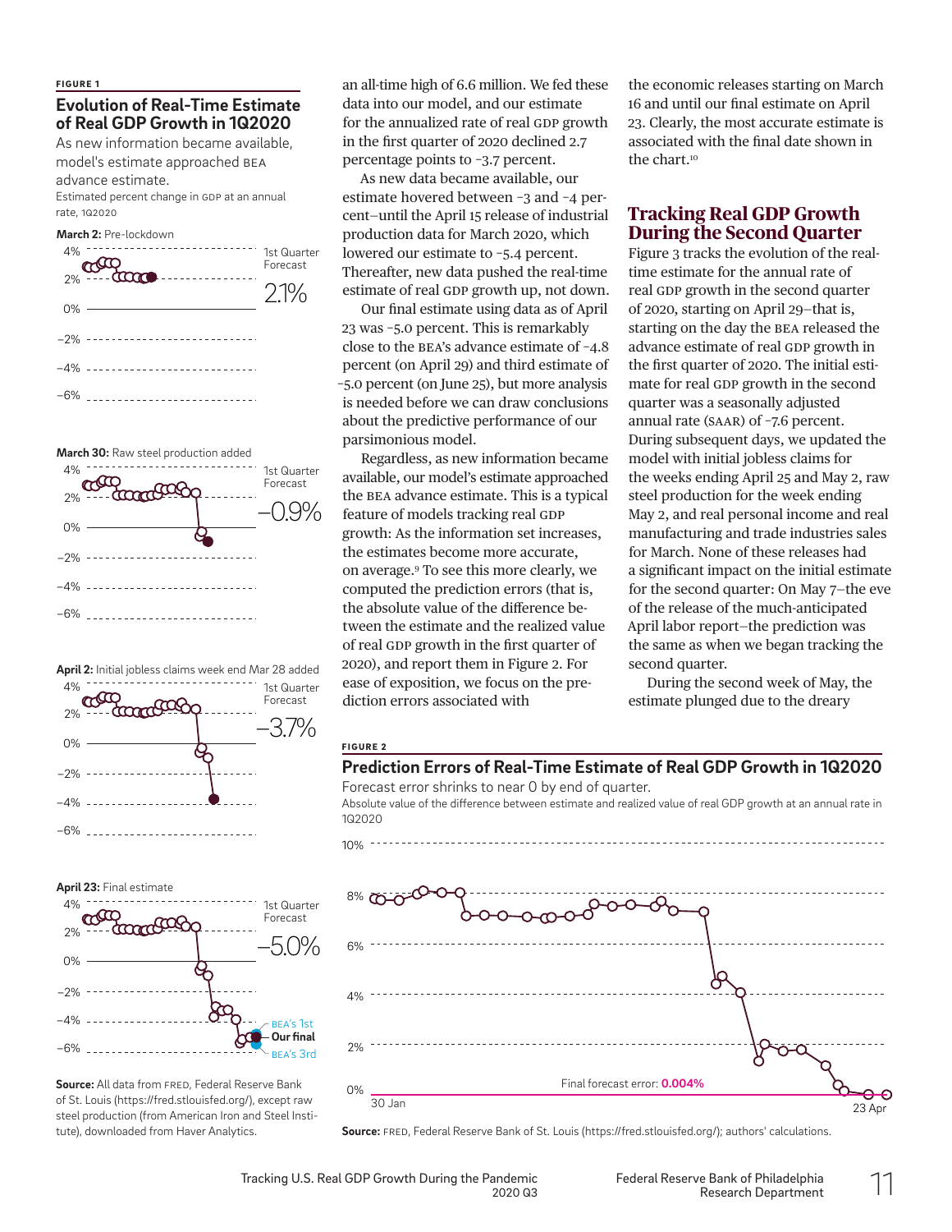**FIGURE 1**

**Evolution of Real-Time Estimate of Real GDP Growth in 1Q2020**

As new information became available, model's estimate approached BEA advance estimate.

Estimated percent change in GDP at an annual rate, 1Q2020

**March 2:** Pre-lockdown — 1st Quarter Forecast 2.1%

**March 30:** Raw steel production added — 1st Quarter Forecast –0.9%

**April 2:** Initial jobless claims week end Mar 28 added — 1st Quarter Forecast –3.7%

**April 23:** Final estimate — 1st Quarter Forecast –5.0% (BEA's 1st; Our final; BEA's 3rd)

**Source:** All data from FRED, Federal Reserve Bank of St. Louis (https://fred.stlouisfed.org/), except raw steel production (from American Iron and Steel Institute), downloaded from Haver Analytics.

an all-time high of 6.6 million. We fed these data into our model, and our estimate for the annualized rate of real GDP growth in the first quarter of 2020 declined 2.7 percentage points to –3.7 percent.

As new data became available, our estimate hovered between –3 and –4 percent—until the April 15 release of industrial production data for March 2020, which lowered our estimate to –5.4 percent. Thereafter, new data pushed the real-time estimate of real GDP growth up, not down.

Our final estimate using data as of April 23 was –5.0 percent. This is remarkably close to the BEA's advance estimate of –4.8 percent (on April 29) and third estimate of –5.0 percent (on June 25), but more analysis is needed before we can draw conclusions about the predictive performance of our parsimonious model.

Regardless, as new information became available, our model's estimate approached the BEA advance estimate. This is a typical feature of models tracking real GDP growth: As the information set increases, the estimates become more accurate, on average.[9] To see this more clearly, we computed the prediction errors (that is, the absolute value of the difference between the estimate and the realized value of real GDP growth in the first quarter of 2020), and report them in Figure 2. For ease of exposition, we focus on the prediction errors associated with the economic releases starting on March 16 and until our final estimate on April 23. Clearly, the most accurate estimate is associated with the final date shown in the chart.[10]

## Tracking Real GDP Growth During the Second Quarter

Figure 3 tracks the evolution of the real-time estimate for the annual rate of real GDP growth in the second quarter of 2020, starting on April 29—that is, starting on the day the BEA released the advance estimate of real GDP growth in the first quarter of 2020. The initial estimate for real GDP growth in the second quarter was a seasonally adjusted annual rate (SAAR) of –7.6 percent. During subsequent days, we updated the model with initial jobless claims for the weeks ending April 25 and May 2, raw steel production for the week ending May 2, and real personal income and real manufacturing and trade industries sales for March. None of these releases had a significant impact on the initial estimate for the second quarter: On May 7—the eve of the release of the much-anticipated April labor report—the prediction was the same as when we began tracking the second quarter.

During the second week of May, the estimate plunged due to the dreary

**FIGURE 2**

**Prediction Errors of Real-Time Estimate of Real GDP Growth in 1Q2020**

Forecast error shrinks to near 0 by end of quarter.

Absolute value of the difference between estimate and realized value of real GDP growth at an annual rate in 1Q2020

Final forecast error: **0.004%** (30 Jan – 23 Apr)

**Source:** FRED, Federal Reserve Bank of St. Louis (https://fred.stlouisfed.org/); authors' calculations.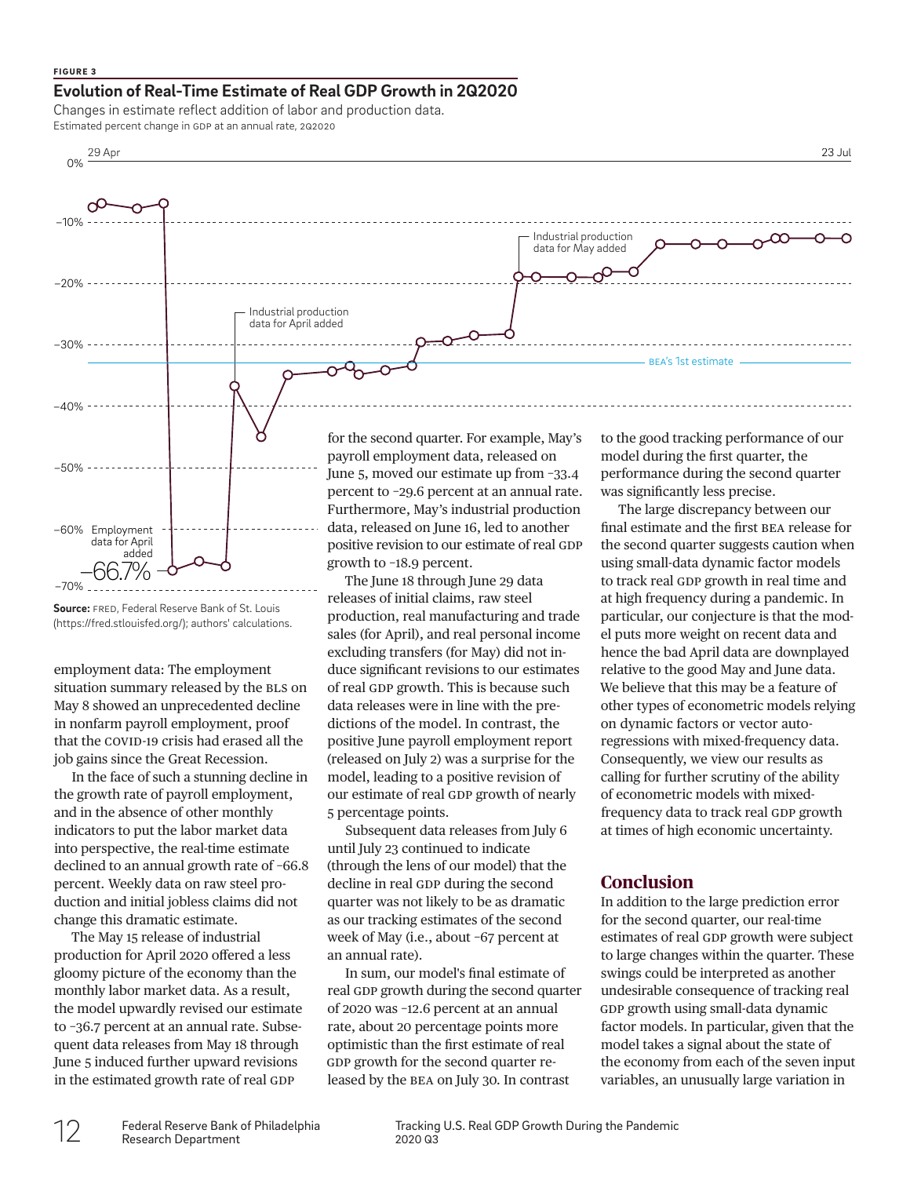**FIGURE 3**

**Evolution of Real-Time Estimate of Real GDP Growth in 2Q2020**

Changes in estimate reflect addition of labor and production data.

Estimated percent change in GDP at an annual rate, 2Q2020

**Source:** FRED, Federal Reserve Bank of St. Louis (https://fred.stlouisfed.org/); authors' calculations.

employment data: The employment situation summary released by the BLS on May 8 showed an unprecedented decline in nonfarm payroll employment, proof that the COVID-19 crisis had erased all the job gains since the Great Recession.

In the face of such a stunning decline in the growth rate of payroll employment, and in the absence of other monthly indicators to put the labor market data into perspective, the real-time estimate declined to an annual growth rate of −66.8 percent. Weekly data on raw steel production and initial jobless claims did not change this dramatic estimate.

The May 15 release of industrial production for April 2020 offered a less gloomy picture of the economy than the monthly labor market data. As a result, the model upwardly revised our estimate to −36.7 percent at an annual rate. Subsequent data releases from May 18 through June 5 induced further upward revisions in the estimated growth rate of real GDP for the second quarter. For example, May's payroll employment data, released on June 5, moved our estimate up from −33.4 percent to −29.6 percent at an annual rate. Furthermore, May's industrial production data, released on June 16, led to another positive revision to our estimate of real GDP growth to −18.9 percent.

The June 18 through June 29 data releases of initial claims, raw steel production, real manufacturing and trade sales (for April), and real personal income excluding transfers (for May) did not induce significant revisions to our estimates of real GDP growth. This is because such data releases were in line with the predictions of the model. In contrast, the positive June payroll employment report (released on July 2) was a surprise for the model, leading to a positive revision of our estimate of real GDP growth of nearly 5 percentage points.

Subsequent data releases from July 6 until July 23 continued to indicate (through the lens of our model) that the decline in real GDP during the second quarter was not likely to be as dramatic as our tracking estimates of the second week of May (i.e., about −67 percent at an annual rate).

In sum, our model's final estimate of real GDP growth during the second quarter of 2020 was −12.6 percent at an annual rate, about 20 percentage points more optimistic than the first estimate of real GDP growth for the second quarter released by the BEA on July 30. In contrast to the good tracking performance of our model during the first quarter, the performance during the second quarter was significantly less precise.

The large discrepancy between our final estimate and the first BEA release for the second quarter suggests caution when using small-data dynamic factor models to track real GDP growth in real time and at high frequency during a pandemic. In particular, our conjecture is that the model puts more weight on recent data and hence the bad April data are downplayed relative to the good May and June data. We believe that this may be a feature of other types of econometric models relying on dynamic factors or vector autoregressions with mixed-frequency data. Consequently, we view our results as calling for further scrutiny of the ability of econometric models with mixed-frequency data to track real GDP growth at times of high economic uncertainty.

## Conclusion

In addition to the large prediction error for the second quarter, our real-time estimates of real GDP growth were subject to large changes within the quarter. These swings could be interpreted as another undesirable consequence of tracking real GDP growth using small-data dynamic factor models. In particular, given that the model takes a signal about the state of the economy from each of the seven input variables, an unusually large variation in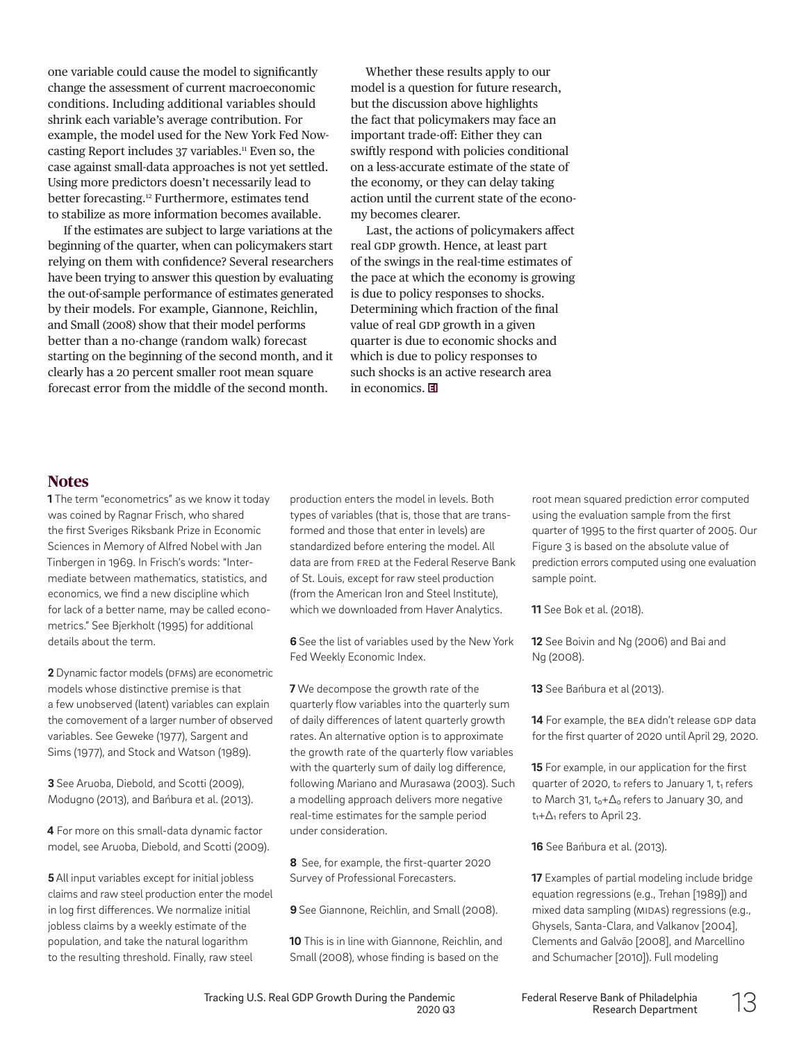one variable could cause the model to significantly change the assessment of current macroeconomic conditions. Including additional variables should shrink each variable's average contribution. For example, the model used for the New York Fed Nowcasting Report includes 37 variables.[11] Even so, the case against small-data approaches is not yet settled. Using more predictors doesn't necessarily lead to better forecasting.[12] Furthermore, estimates tend to stabilize as more information becomes available.

If the estimates are subject to large variations at the beginning of the quarter, when can policymakers start relying on them with confidence? Several researchers have been trying to answer this question by evaluating the out-of-sample performance of estimates generated by their models. For example, Giannone, Reichlin, and Small (2008) show that their model performs better than a no-change (random walk) forecast starting on the beginning of the second month, and it clearly has a 20 percent smaller root mean square forecast error from the middle of the second month.

Whether these results apply to our model is a question for future research, but the discussion above highlights the fact that policymakers may face an important trade-off: Either they can swiftly respond with policies conditional on a less-accurate estimate of the state of the economy, or they can delay taking action until the current state of the economy becomes clearer.

Last, the actions of policymakers affect real GDP growth. Hence, at least part of the swings in the real-time estimates of the pace at which the economy is growing is due to policy responses to shocks. Determining which fraction of the final value of real GDP growth in a given quarter is due to economic shocks and which is due to policy responses to such shocks is an active research area in economics.

## Notes

**1** The term "econometrics" as we know it today was coined by Ragnar Frisch, who shared the first Sveriges Riksbank Prize in Economic Sciences in Memory of Alfred Nobel with Jan Tinbergen in 1969. In Frisch's words: "Intermediate between mathematics, statistics, and economics, we find a new discipline which for lack of a better name, may be called econometrics." See Bjerkholt (1995) for additional details about the term.

**2** Dynamic factor models (DFMs) are econometric models whose distinctive premise is that a few unobserved (latent) variables can explain the comovement of a larger number of observed variables. See Geweke (1977), Sargent and Sims (1977), and Stock and Watson (1989).

**3** See Aruoba, Diebold, and Scotti (2009), Modugno (2013), and Bańbura et al. (2013).

**4** For more on this small-data dynamic factor model, see Aruoba, Diebold, and Scotti (2009).

**5** All input variables except for initial jobless claims and raw steel production enter the model in log first differences. We normalize initial jobless claims by a weekly estimate of the population, and take the natural logarithm to the resulting threshold. Finally, raw steel production enters the model in levels. Both types of variables (that is, those that are transformed and those that enter in levels) are standardized before entering the model. All data are from FRED at the Federal Reserve Bank of St. Louis, except for raw steel production (from the American Iron and Steel Institute), which we downloaded from Haver Analytics.

**6** See the list of variables used by the New York Fed Weekly Economic Index.

**7** We decompose the growth rate of the quarterly flow variables into the quarterly sum of daily differences of latent quarterly growth rates. An alternative option is to approximate the growth rate of the quarterly flow variables with the quarterly sum of daily log difference, following Mariano and Murasawa (2003). Such a modelling approach delivers more negative real-time estimates for the sample period under consideration.

**8** See, for example, the first-quarter 2020 Survey of Professional Forecasters.

**9** See Giannone, Reichlin, and Small (2008).

**10** This is in line with Giannone, Reichlin, and Small (2008), whose finding is based on the root mean squared prediction error computed using the evaluation sample from the first quarter of 1995 to the first quarter of 2005. Our Figure 3 is based on the absolute value of prediction errors computed using one evaluation sample point.

**11** See Bok et al. (2018).

**12** See Boivin and Ng (2006) and Bai and Ng (2008).

**13** See Bańbura et al (2013).

**14** For example, the BEA didn't release GDP data for the first quarter of 2020 until April 29, 2020.

**15** For example, in our application for the first quarter of 2020, $t_0$ refers to January 1, $t_1$ refers to March 31, $t_0+\Delta_0$ refers to January 30, and $t_1+\Delta_1$ refers to April 23.

**16** See Bańbura et al. (2013).

**17** Examples of partial modeling include bridge equation regressions (e.g., Trehan [1989]) and mixed data sampling (MIDAS) regressions (e.g., Ghysels, Santa-Clara, and Valkanov [2004], Clements and Galvão [2008], and Marcellino and Schumacher [2010]). Full modeling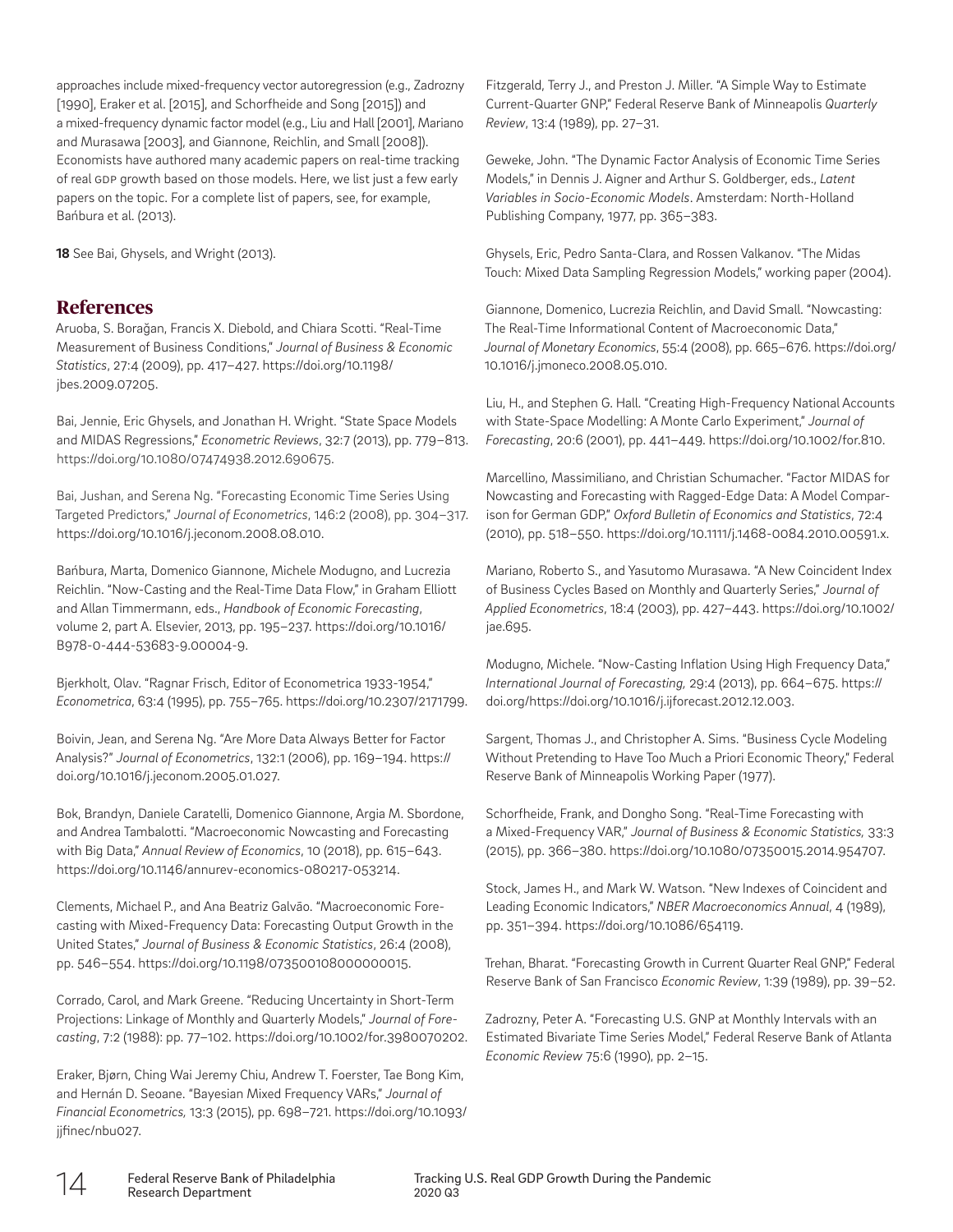approaches include mixed-frequency vector autoregression (e.g., Zadrozny [1990], Eraker et al. [2015], and Schorfheide and Song [2015]) and a mixed-frequency dynamic factor model (e.g., Liu and Hall [2001], Mariano and Murasawa [2003], and Giannone, Reichlin, and Small [2008]). Economists have authored many academic papers on real-time tracking of real GDP growth based on those models. Here, we list just a few early papers on the topic. For a complete list of papers, see, for example, Bańbura et al. (2013).

**18** See Bai, Ghysels, and Wright (2013).

## References

Aruoba, S. Borağan, Francis X. Diebold, and Chiara Scotti. "Real-Time Measurement of Business Conditions," *Journal of Business & Economic Statistics*, 27:4 (2009), pp. 417–427. https://doi.org/10.1198/jbes.2009.07205.

Bai, Jennie, Eric Ghysels, and Jonathan H. Wright. "State Space Models and MIDAS Regressions," *Econometric Reviews*, 32:7 (2013), pp. 779–813. https://doi.org/10.1080/07474938.2012.690675.

Bai, Jushan, and Serena Ng. "Forecasting Economic Time Series Using Targeted Predictors," *Journal of Econometrics*, 146:2 (2008), pp. 304–317. https://doi.org/10.1016/j.jeconom.2008.08.010.

Bańbura, Marta, Domenico Giannone, Michele Modugno, and Lucrezia Reichlin. "Now-Casting and the Real-Time Data Flow," in Graham Elliott and Allan Timmermann, eds., *Handbook of Economic Forecasting*, volume 2, part A. Elsevier, 2013, pp. 195–237. https://doi.org/10.1016/B978-0-444-53683-9.00004-9.

Bjerkholt, Olav. "Ragnar Frisch, Editor of Econometrica 1933-1954," *Econometrica*, 63:4 (1995), pp. 755–765. https://doi.org/10.2307/2171799.

Boivin, Jean, and Serena Ng. "Are More Data Always Better for Factor Analysis?" *Journal of Econometrics*, 132:1 (2006), pp. 169–194. https://doi.org/10.1016/j.jeconom.2005.01.027.

Bok, Brandyn, Daniele Caratelli, Domenico Giannone, Argia M. Sbordone, and Andrea Tambalotti. "Macroeconomic Nowcasting and Forecasting with Big Data," *Annual Review of Economics*, 10 (2018), pp. 615–643. https://doi.org/10.1146/annurev-economics-080217-053214.

Clements, Michael P., and Ana Beatriz Galvão. "Macroeconomic Forecasting with Mixed-Frequency Data: Forecasting Output Growth in the United States," *Journal of Business & Economic Statistics*, 26:4 (2008), pp. 546–554. https://doi.org/10.1198/073500108000000015.

Corrado, Carol, and Mark Greene. "Reducing Uncertainty in Short-Term Projections: Linkage of Monthly and Quarterly Models," *Journal of Forecasting*, 7:2 (1988): pp. 77–102. https://doi.org/10.1002/for.3980070202.

Eraker, Bjørn, Ching Wai Jeremy Chiu, Andrew T. Foerster, Tae Bong Kim, and Hernán D. Seoane. "Bayesian Mixed Frequency VARs," *Journal of Financial Econometrics,* 13:3 (2015), pp. 698–721. https://doi.org/10.1093/jjfinec/nbu027.

Fitzgerald, Terry J., and Preston J. Miller. "A Simple Way to Estimate Current-Quarter GNP," Federal Reserve Bank of Minneapolis *Quarterly Review*, 13:4 (1989), pp. 27–31.

Geweke, John. "The Dynamic Factor Analysis of Economic Time Series Models," in Dennis J. Aigner and Arthur S. Goldberger, eds., *Latent Variables in Socio-Economic Models*. Amsterdam: North-Holland Publishing Company, 1977, pp. 365–383.

Ghysels, Eric, Pedro Santa-Clara, and Rossen Valkanov. "The Midas Touch: Mixed Data Sampling Regression Models," working paper (2004).

Giannone, Domenico, Lucrezia Reichlin, and David Small. "Nowcasting: The Real-Time Informational Content of Macroeconomic Data," *Journal of Monetary Economics*, 55:4 (2008), pp. 665–676. https://doi.org/10.1016/j.jmoneco.2008.05.010.

Liu, H., and Stephen G. Hall. "Creating High-Frequency National Accounts with State-Space Modelling: A Monte Carlo Experiment," *Journal of Forecasting*, 20:6 (2001), pp. 441–449. https://doi.org/10.1002/for.810.

Marcellino, Massimiliano, and Christian Schumacher. "Factor MIDAS for Nowcasting and Forecasting with Ragged-Edge Data: A Model Comparison for German GDP," *Oxford Bulletin of Economics and Statistics*, 72:4 (2010), pp. 518–550. https://doi.org/10.1111/j.1468-0084.2010.00591.x.

Mariano, Roberto S., and Yasutomo Murasawa. "A New Coincident Index of Business Cycles Based on Monthly and Quarterly Series," *Journal of Applied Econometrics*, 18:4 (2003), pp. 427–443. https://doi.org/10.1002/jae.695.

Modugno, Michele. "Now-Casting Inflation Using High Frequency Data," *International Journal of Forecasting,* 29:4 (2013), pp. 664–675. https://doi.org/https://doi.org/10.1016/j.ijforecast.2012.12.003.

Sargent, Thomas J., and Christopher A. Sims. "Business Cycle Modeling Without Pretending to Have Too Much a Priori Economic Theory," Federal Reserve Bank of Minneapolis Working Paper (1977).

Schorfheide, Frank, and Dongho Song. "Real-Time Forecasting with a Mixed-Frequency VAR," *Journal of Business & Economic Statistics,* 33:3 (2015), pp. 366–380. https://doi.org/10.1080/07350015.2014.954707.

Stock, James H., and Mark W. Watson. "New Indexes of Coincident and Leading Economic Indicators," *NBER Macroeconomics Annual*, 4 (1989), pp. 351–394. https://doi.org/10.1086/654119.

Trehan, Bharat. "Forecasting Growth in Current Quarter Real GNP," Federal Reserve Bank of San Francisco *Economic Review*, 1:39 (1989), pp. 39–52.

Zadrozny, Peter A. "Forecasting U.S. GNP at Monthly Intervals with an Estimated Bivariate Time Series Model," Federal Reserve Bank of Atlanta *Economic Review* 75:6 (1990), pp. 2–15.